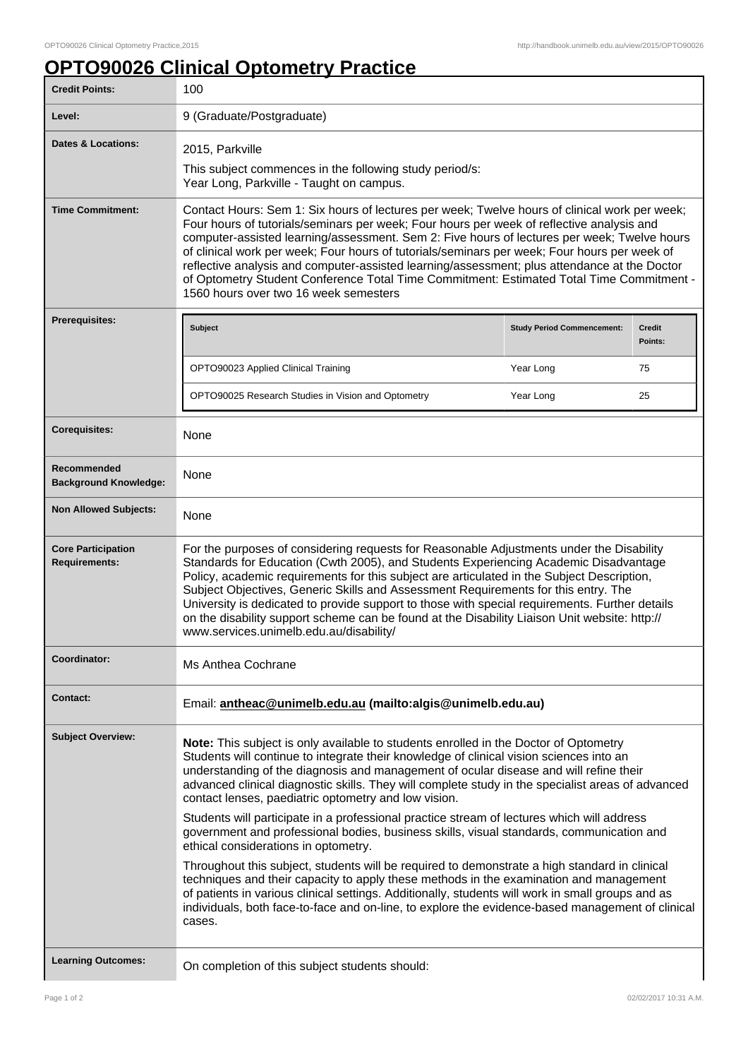# OPTO90026 Clinical Optometry Practice

| | |
|---|---|
| **Credit Points:** | 100 |
| **Level:** | 9 (Graduate/Postgraduate) |
| **Dates & Locations:** | 2015, Parkville<br>This subject commences in the following study period/s:<br>Year Long, Parkville - Taught on campus. |
| **Time Commitment:** | Contact Hours: Sem 1: Six hours of lectures per week; Twelve hours of clinical work per week; Four hours of tutorials/seminars per week; Four hours per week of reflective analysis and computer-assisted learning/assessment. Sem 2: Five hours of lectures per week; Twelve hours of clinical work per week; Four hours of tutorials/seminars per week; Four hours per week of reflective analysis and computer-assisted learning/assessment; plus attendance at the Doctor of Optometry Student Conference Total Time Commitment: Estimated Total Time Commitment - 1560 hours over two 16 week semesters |
| **Prerequisites:** | See table below |
| **Corequisites:** | None |
| **Recommended Background Knowledge:** | None |
| **Non Allowed Subjects:** | None |
| **Core Participation Requirements:** | For the purposes of considering requests for Reasonable Adjustments under the Disability Standards for Education (Cwth 2005), and Students Experiencing Academic Disadvantage Policy, academic requirements for this subject are articulated in the Subject Description, Subject Objectives, Generic Skills and Assessment Requirements for this entry. The University is dedicated to provide support to those with special requirements. Further details on the disability support scheme can be found at the Disability Liaison Unit website: http://www.services.unimelb.edu.au/disability/ |
| **Coordinator:** | Ms Anthea Cochrane |
| **Contact:** | Email: **antheac@unimelb.edu.au (mailto:algis@unimelb.edu.au)** |

**Prerequisites:**

| Subject | Study Period Commencement: | Credit Points: |
|---|---|---|
| OPTO90023 Applied Clinical Training | Year Long | 75 |
| OPTO90025 Research Studies in Vision and Optometry | Year Long | 25 |

**Subject Overview:**

**Note:** This subject is only available to students enrolled in the Doctor of Optometry
Students will continue to integrate their knowledge of clinical vision sciences into an understanding of the diagnosis and management of ocular disease and will refine their advanced clinical diagnostic skills. They will complete study in the specialist areas of advanced contact lenses, paediatric optometry and low vision.

Students will participate in a professional practice stream of lectures which will address government and professional bodies, business skills, visual standards, communication and ethical considerations in optometry.

Throughout this subject, students will be required to demonstrate a high standard in clinical techniques and their capacity to apply these methods in the examination and management of patients in various clinical settings. Additionally, students will work in small groups and as individuals, both face-to-face and on-line, to explore the evidence-based management of clinical cases.

**Learning Outcomes:**

On completion of this subject students should: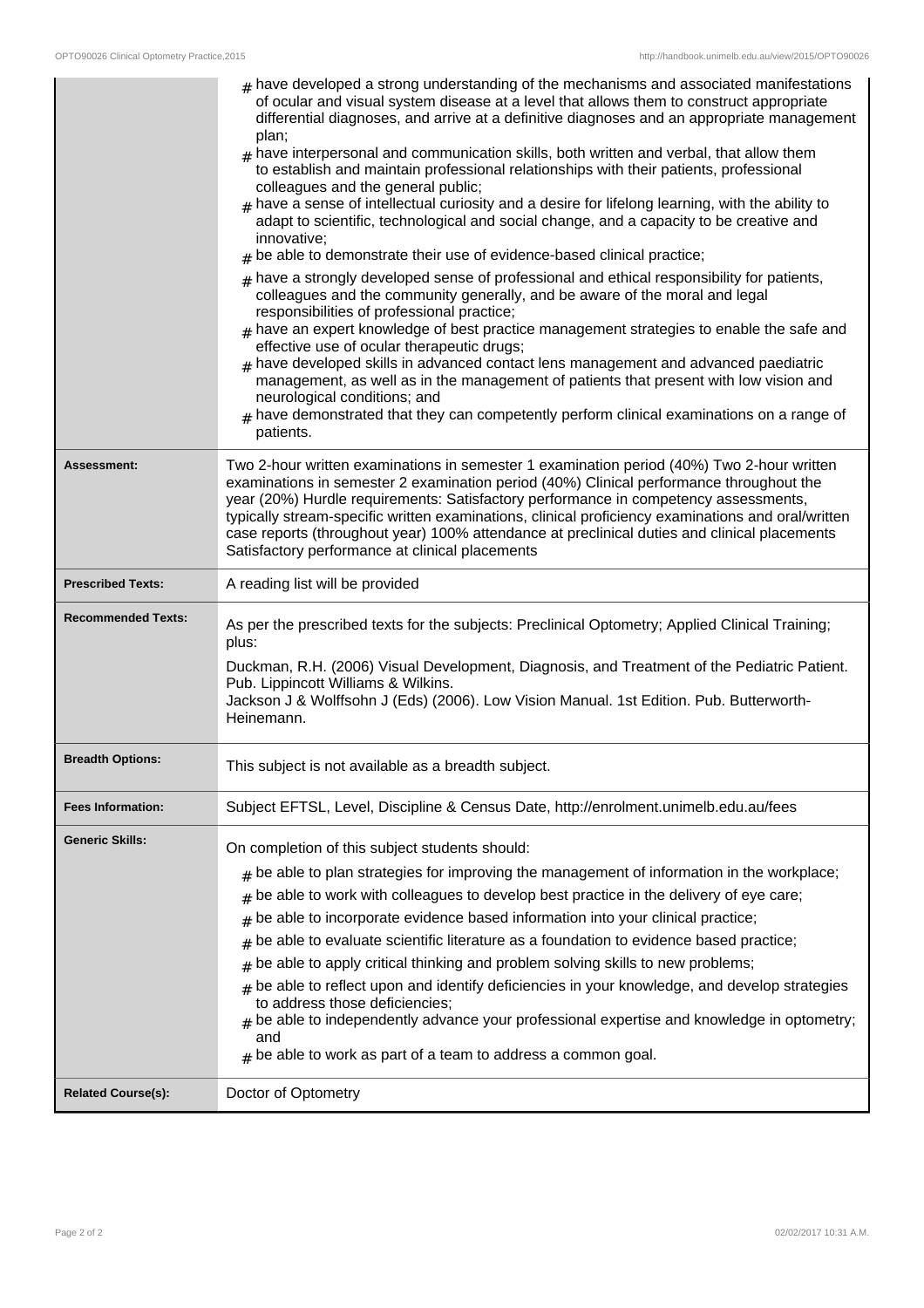| | |
|---|---|
| | # have developed a strong understanding of the mechanisms and associated manifestations of ocular and visual system disease at a level that allows them to construct appropriate differential diagnoses, and arrive at a definitive diagnoses and an appropriate management plan;<br># have interpersonal and communication skills, both written and verbal, that allow them to establish and maintain professional relationships with their patients, professional colleagues and the general public;<br># have a sense of intellectual curiosity and a desire for lifelong learning, with the ability to adapt to scientific, technological and social change, and a capacity to be creative and innovative;<br># be able to demonstrate their use of evidence-based clinical practice;<br># have a strongly developed sense of professional and ethical responsibility for patients, colleagues and the community generally, and be aware of the moral and legal responsibilities of professional practice;<br># have an expert knowledge of best practice management strategies to enable the safe and effective use of ocular therapeutic drugs;<br># have developed skills in advanced contact lens management and advanced paediatric management, as well as in the management of patients that present with low vision and neurological conditions; and<br># have demonstrated that they can competently perform clinical examinations on a range of patients. |
| **Assessment:** | Two 2-hour written examinations in semester 1 examination period (40%) Two 2-hour written examinations in semester 2 examination period (40%) Clinical performance throughout the year (20%) Hurdle requirements: Satisfactory performance in competency assessments, typically stream-specific written examinations, clinical proficiency examinations and oral/written case reports (throughout year) 100% attendance at preclinical duties and clinical placements Satisfactory performance at clinical placements |
| **Prescribed Texts:** | A reading list will be provided |
| **Recommended Texts:** | As per the prescribed texts for the subjects: Preclinical Optometry; Applied Clinical Training; plus:<br>Duckman, R.H. (2006) Visual Development, Diagnosis, and Treatment of the Pediatric Patient. Pub. Lippincott Williams & Wilkins.<br>Jackson J & Wolffsohn J (Eds) (2006). Low Vision Manual. 1st Edition. Pub. Butterworth-Heinemann. |
| **Breadth Options:** | This subject is not available as a breadth subject. |
| **Fees Information:** | Subject EFTSL, Level, Discipline & Census Date, http://enrolment.unimelb.edu.au/fees |
| **Generic Skills:** | On completion of this subject students should:<br># be able to plan strategies for improving the management of information in the workplace;<br># be able to work with colleagues to develop best practice in the delivery of eye care;<br># be able to incorporate evidence based information into your clinical practice;<br># be able to evaluate scientific literature as a foundation to evidence based practice;<br># be able to apply critical thinking and problem solving skills to new problems;<br># be able to reflect upon and identify deficiencies in your knowledge, and develop strategies to address those deficiencies;<br># be able to independently advance your professional expertise and knowledge in optometry; and<br># be able to work as part of a team to address a common goal. |
| **Related Course(s):** | Doctor of Optometry |